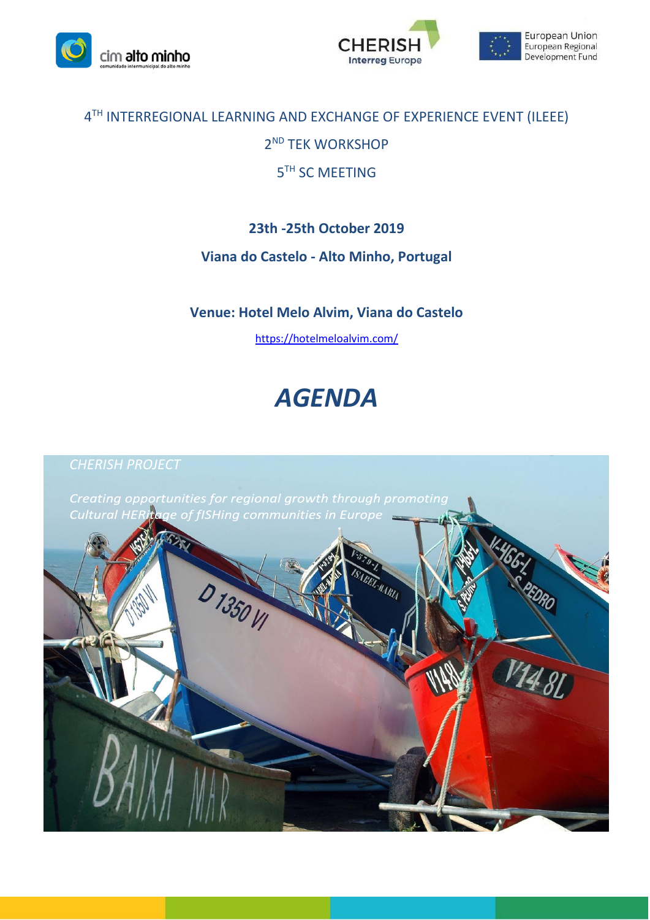cim alto minho

comunidade intermunicipal do alto minho

CHERISH Interreg Europe

European Union European Regional Development Fund

# 4TH INTERREGIONAL LEARNING AND EXCHANGE OF EXPERIENCE EVENT (ILEEE)

## 2ND TEK WORKSHOP

## 5TH SC MEETING

**23th -25th October 2019**

**Viana do Castelo - Alto Minho, Portugal**

**Venue: Hotel Melo Alvim, Viana do Castelo**

https://hotelmeloalvim.com/

# *AGENDA*

*CHERISH PROJECT*

*Creating opportunities for regional growth through promoting Cultural HERitage of fISHing communities in Europe*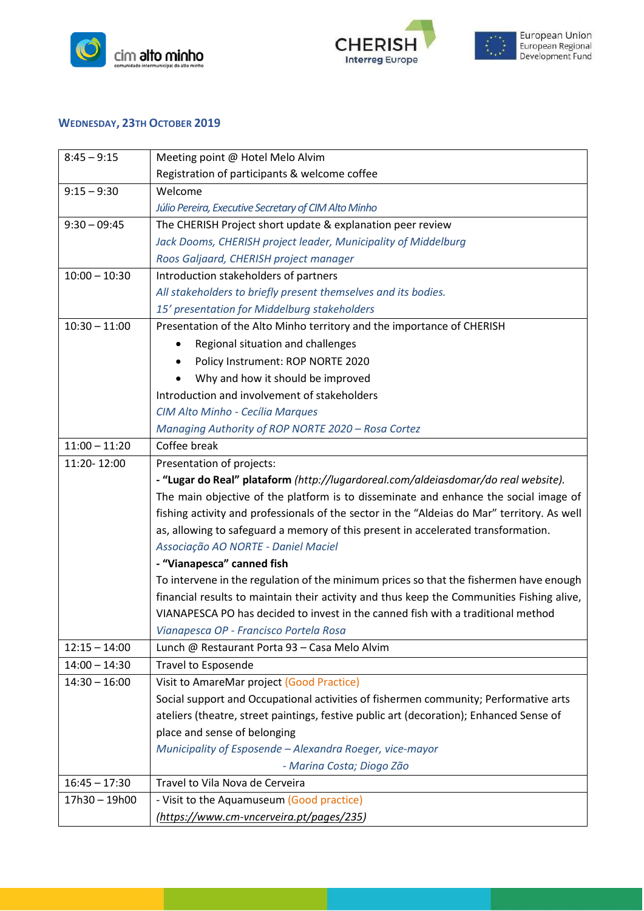### WEDNESDAY, 23TH OCTOBER 2019

| | |
|---|---|
| 8:45 – 9:15 | Meeting point @ Hotel Melo Alvim<br>Registration of participants & welcome coffee |
| 9:15 – 9:30 | Welcome<br>*Júlio Pereira, Executive Secretary of CIM Alto Minho* |
| 9:30 – 09:45 | The CHERISH Project short update & explanation peer review<br>*Jack Dooms, CHERISH project leader, Municipality of Middelburg*<br>*Roos Galjaard, CHERISH project manager* |
| 10:00 – 10:30 | Introduction stakeholders of partners<br>*All stakeholders to briefly present themselves and its bodies.*<br>*15' presentation for Middelburg stakeholders* |
| 10:30 – 11:00 | Presentation of the Alto Minho territory and the importance of CHERISH<br>• Regional situation and challenges<br>• Policy Instrument: ROP NORTE 2020<br>• Why and how it should be improved<br>Introduction and involvement of stakeholders<br>*CIM Alto Minho - Cecília Marques*<br>*Managing Authority of ROP NORTE 2020 – Rosa Cortez* |
| 11:00 – 11:20 | Coffee break |
| 11:20- 12:00 | Presentation of projects:<br>**- "Lugar do Real" plataform** *(http://lugardoreal.com/aldeiasdomar/do real website).*<br>The main objective of the platform is to disseminate and enhance the social image of fishing activity and professionals of the sector in the "Aldeias do Mar" territory. As well as, allowing to safeguard a memory of this present in accelerated transformation.<br>*Associação AO NORTE - Daniel Maciel*<br>**- "Vianapesca" canned fish**<br>To intervene in the regulation of the minimum prices so that the fishermen have enough financial results to maintain their activity and thus keep the Communities Fishing alive, VIANAPESCA PO has decided to invest in the canned fish with a traditional method<br>*Vianapesca OP - Francisco Portela Rosa* |
| 12:15 – 14:00 | Lunch @ Restaurant Porta 93 – Casa Melo Alvim |
| 14:00 – 14:30 | Travel to Esposende |
| 14:30 – 16:00 | Visit to AmareMar project (Good Practice)<br>Social support and Occupational activities of fishermen community; Performative arts ateliers (theatre, street paintings, festive public art (decoration); Enhanced Sense of place and sense of belonging<br>*Municipality of Esposende – Alexandra Roeger, vice-mayor*<br>*- Marina Costa; Diogo Zão* |
| 16:45 – 17:30 | Travel to Vila Nova de Cerveira |
| 17h30 – 19h00 | - Visit to the Aquamuseum (Good practice)<br>*(https://www.cm-vncerveira.pt/pages/235)* |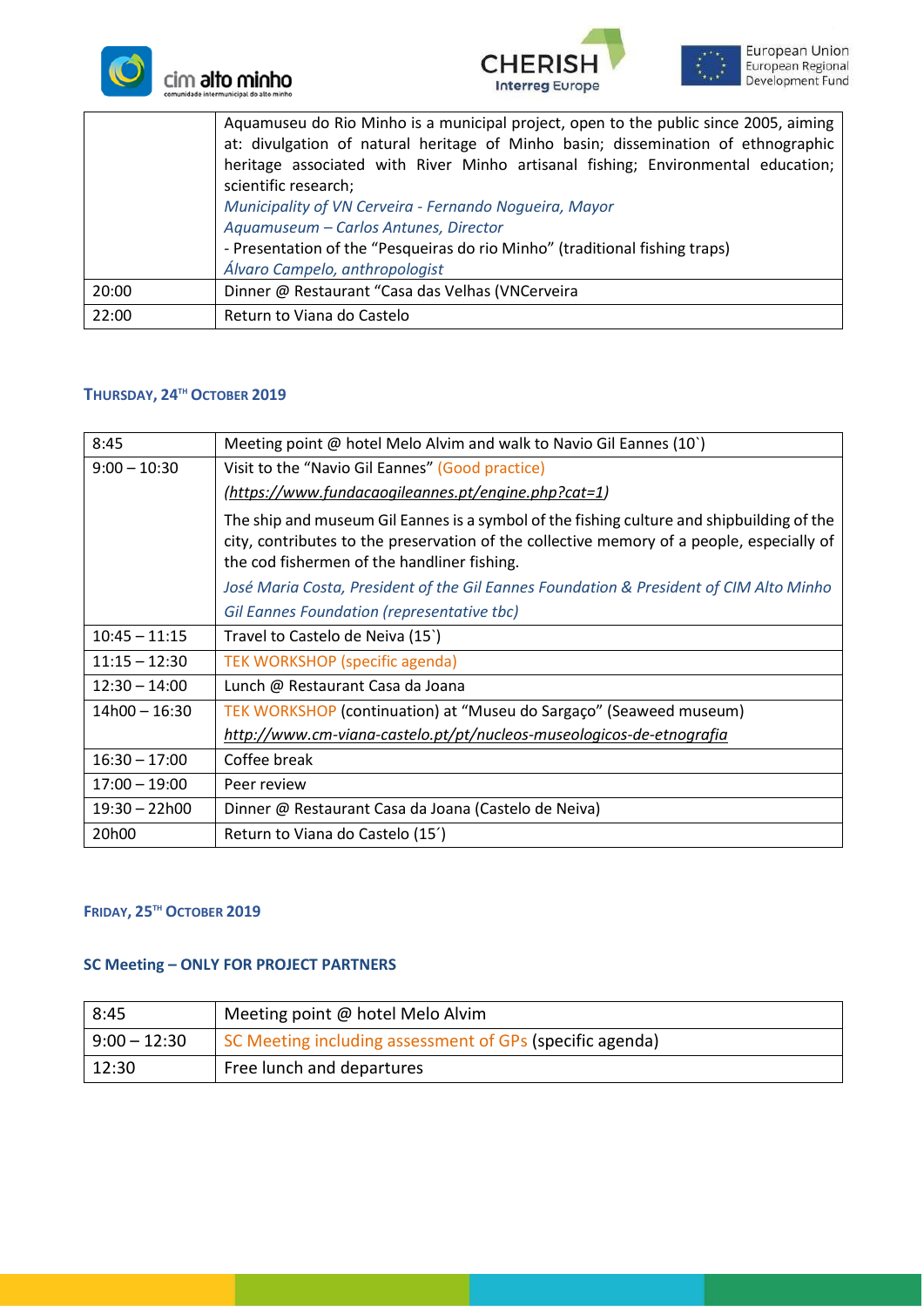| | |
|---|---|
| | Aquamuseu do Rio Minho is a municipal project, open to the public since 2005, aiming at: divulgation of natural heritage of Minho basin; dissemination of ethnographic heritage associated with River Minho artisanal fishing; Environmental education; scientific research;<br>*Municipality of VN Cerveira - Fernando Nogueira, Mayor*<br>*Aquamuseum – Carlos Antunes, Director*<br>- Presentation of the "Pesqueiras do rio Minho" (traditional fishing traps)<br>*Álvaro Campelo, anthropologist* |
| 20:00 | Dinner @ Restaurant "Casa das Velhas (VNCerveira |
| 22:00 | Return to Viana do Castelo |

### THURSDAY, 24TH OCTOBER 2019

| | |
|---|---|
| 8:45 | Meeting point @ hotel Melo Alvim and walk to Navio Gil Eannes (10`) |
| 9:00 – 10:30 | Visit to the "Navio Gil Eannes" (Good practice)<br>*(https://www.fundacaogileannes.pt/engine.php?cat=1)*<br>The ship and museum Gil Eannes is a symbol of the fishing culture and shipbuilding of the city, contributes to the preservation of the collective memory of a people, especially of the cod fishermen of the handliner fishing.<br>*José Maria Costa, President of the Gil Eannes Foundation & President of CIM Alto Minho*<br>*Gil Eannes Foundation (representative tbc)* |
| 10:45 – 11:15 | Travel to Castelo de Neiva (15`) |
| 11:15 – 12:30 | TEK WORKSHOP (specific agenda) |
| 12:30 – 14:00 | Lunch @ Restaurant Casa da Joana |
| 14h00 – 16:30 | TEK WORKSHOP (continuation) at "Museu do Sargaço" (Seaweed museum)<br>*http://www.cm-viana-castelo.pt/pt/nucleos-museologicos-de-etnografia* |
| 16:30 – 17:00 | Coffee break |
| 17:00 – 19:00 | Peer review |
| 19:30 – 22h00 | Dinner @ Restaurant Casa da Joana (Castelo de Neiva) |
| 20h00 | Return to Viana do Castelo (15´) |

### FRIDAY, 25TH OCTOBER 2019

**SC Meeting – ONLY FOR PROJECT PARTNERS**

| | |
|---|---|
| 8:45 | Meeting point @ hotel Melo Alvim |
| 9:00 – 12:30 | SC Meeting including assessment of GPs (specific agenda) |
| 12:30 | Free lunch and departures |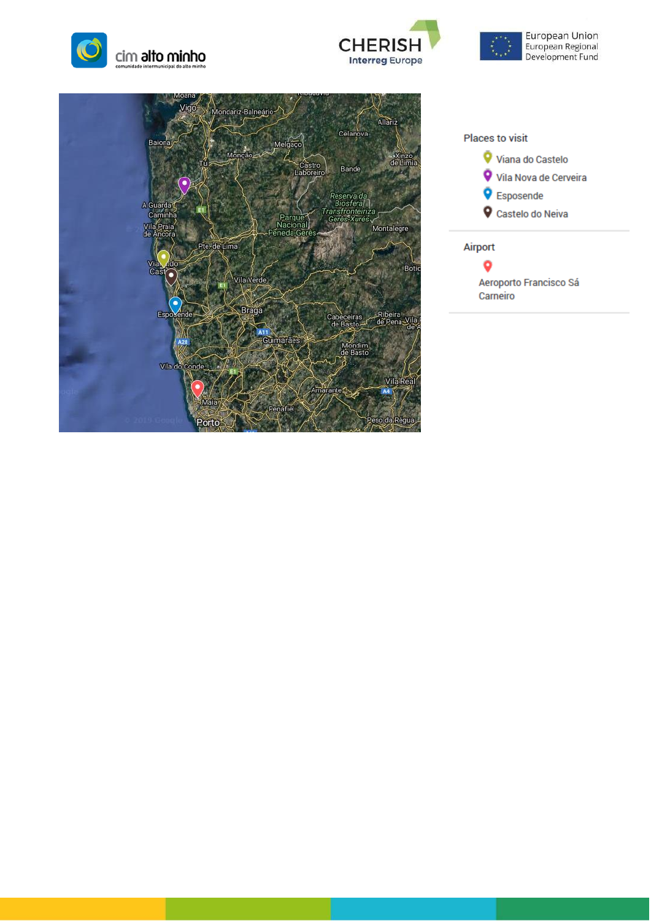Places to visit

- Viana do Castelo
- Vila Nova de Cerveira
- Esposende
- Castelo do Neiva

Airport

- Aeroporto Francisco Sá Carneiro